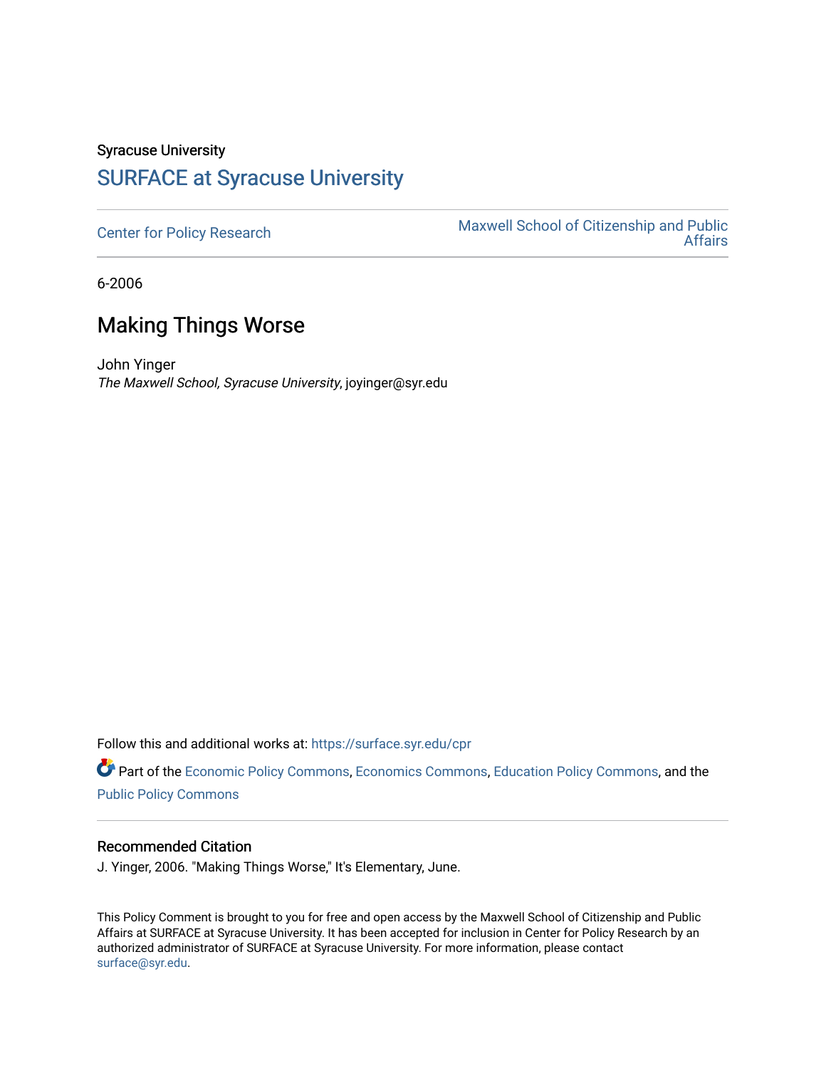Syracuse University

## SURFACE at Syracuse University

Center for Policy Research

Maxwell School of Citizenship and Public Affairs

6-2006

# Making Things Worse

John Yinger

*The Maxwell School, Syracuse University*, joyinger@syr.edu

Follow this and additional works at: https://surface.syr.edu/cpr

Part of the Economic Policy Commons, Economics Commons, Education Policy Commons, and the Public Policy Commons

### Recommended Citation

J. Yinger, 2006. "Making Things Worse," It's Elementary, June.

This Policy Comment is brought to you for free and open access by the Maxwell School of Citizenship and Public Affairs at SURFACE at Syracuse University. It has been accepted for inclusion in Center for Policy Research by an authorized administrator of SURFACE at Syracuse University. For more information, please contact surface@syr.edu.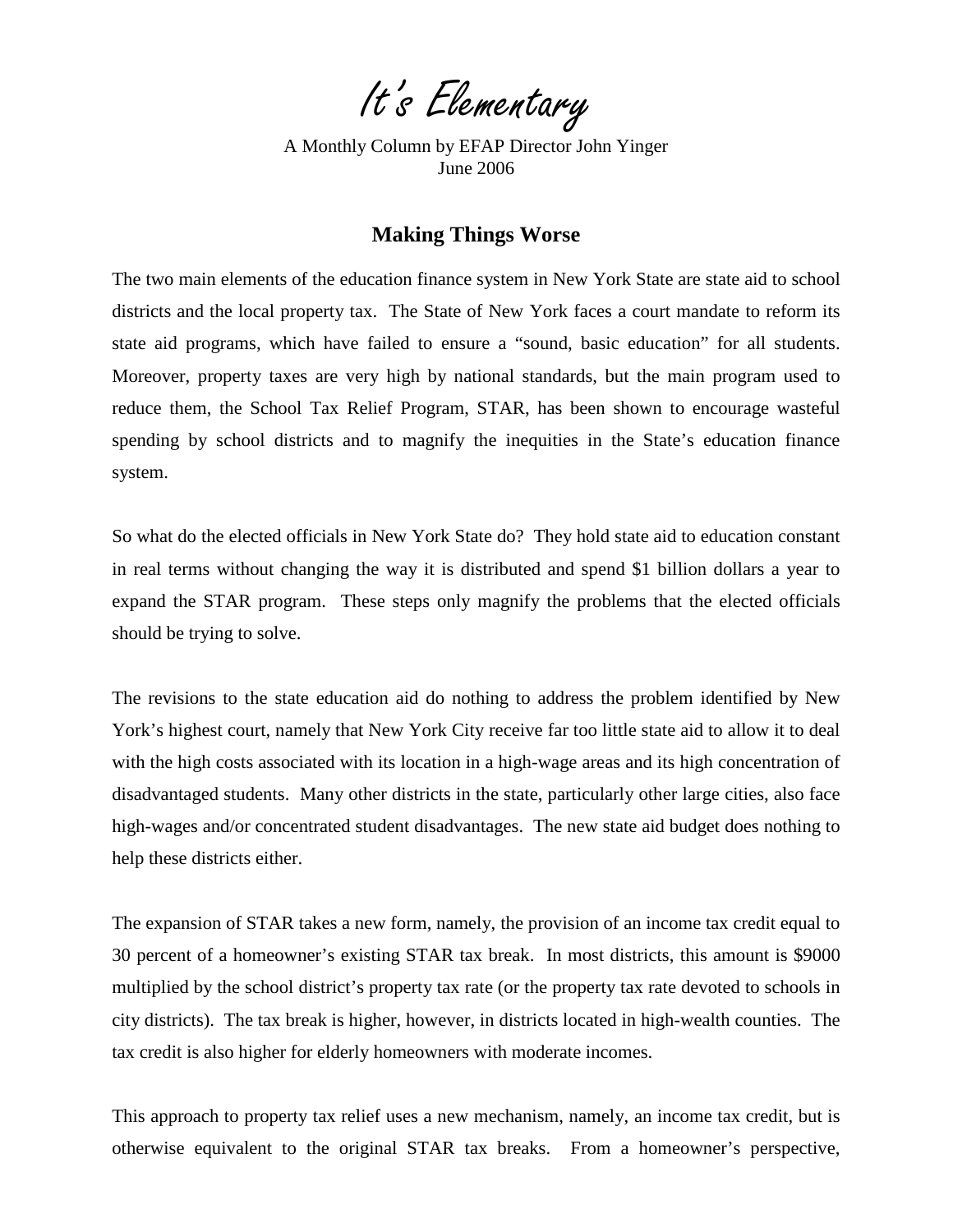# *It's Elementary*

A Monthly Column by EFAP Director John Yinger
June 2006

## Making Things Worse

The two main elements of the education finance system in New York State are state aid to school districts and the local property tax. The State of New York faces a court mandate to reform its state aid programs, which have failed to ensure a "sound, basic education" for all students. Moreover, property taxes are very high by national standards, but the main program used to reduce them, the School Tax Relief Program, STAR, has been shown to encourage wasteful spending by school districts and to magnify the inequities in the State's education finance system.

So what do the elected officials in New York State do? They hold state aid to education constant in real terms without changing the way it is distributed and spend $1 billion dollars a year to expand the STAR program. These steps only magnify the problems that the elected officials should be trying to solve.

The revisions to the state education aid do nothing to address the problem identified by New York's highest court, namely that New York City receive far too little state aid to allow it to deal with the high costs associated with its location in a high-wage areas and its high concentration of disadvantaged students. Many other districts in the state, particularly other large cities, also face high-wages and/or concentrated student disadvantages. The new state aid budget does nothing to help these districts either.

The expansion of STAR takes a new form, namely, the provision of an income tax credit equal to 30 percent of a homeowner's existing STAR tax break. In most districts, this amount is $9000 multiplied by the school district's property tax rate (or the property tax rate devoted to schools in city districts). The tax break is higher, however, in districts located in high-wealth counties. The tax credit is also higher for elderly homeowners with moderate incomes.

This approach to property tax relief uses a new mechanism, namely, an income tax credit, but is otherwise equivalent to the original STAR tax breaks. From a homeowner's perspective,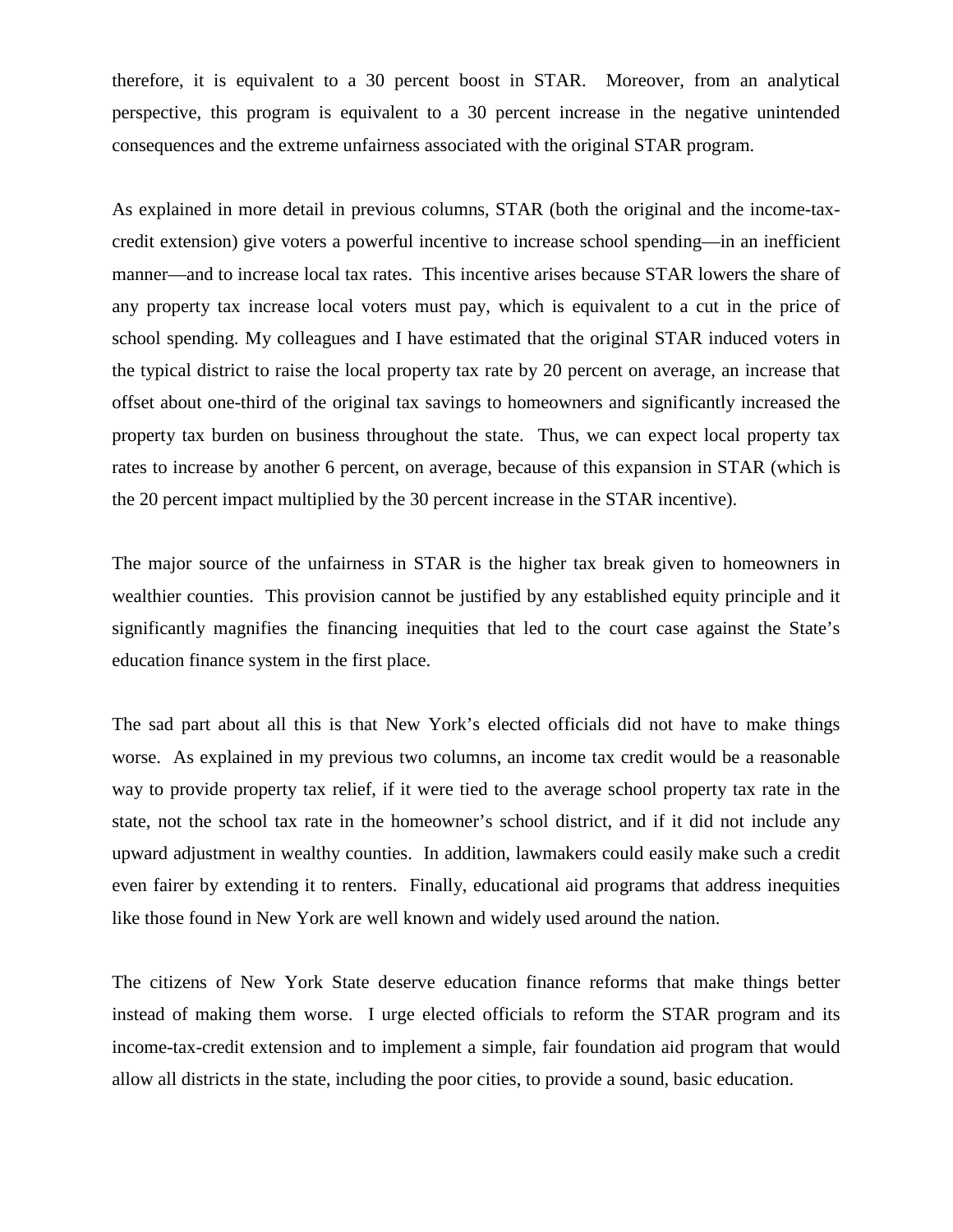therefore, it is equivalent to a 30 percent boost in STAR. Moreover, from an analytical perspective, this program is equivalent to a 30 percent increase in the negative unintended consequences and the extreme unfairness associated with the original STAR program.

As explained in more detail in previous columns, STAR (both the original and the income-tax-credit extension) give voters a powerful incentive to increase school spending—in an inefficient manner—and to increase local tax rates. This incentive arises because STAR lowers the share of any property tax increase local voters must pay, which is equivalent to a cut in the price of school spending. My colleagues and I have estimated that the original STAR induced voters in the typical district to raise the local property tax rate by 20 percent on average, an increase that offset about one-third of the original tax savings to homeowners and significantly increased the property tax burden on business throughout the state. Thus, we can expect local property tax rates to increase by another 6 percent, on average, because of this expansion in STAR (which is the 20 percent impact multiplied by the 30 percent increase in the STAR incentive).

The major source of the unfairness in STAR is the higher tax break given to homeowners in wealthier counties. This provision cannot be justified by any established equity principle and it significantly magnifies the financing inequities that led to the court case against the State's education finance system in the first place.

The sad part about all this is that New York's elected officials did not have to make things worse. As explained in my previous two columns, an income tax credit would be a reasonable way to provide property tax relief, if it were tied to the average school property tax rate in the state, not the school tax rate in the homeowner's school district, and if it did not include any upward adjustment in wealthy counties. In addition, lawmakers could easily make such a credit even fairer by extending it to renters. Finally, educational aid programs that address inequities like those found in New York are well known and widely used around the nation.

The citizens of New York State deserve education finance reforms that make things better instead of making them worse. I urge elected officials to reform the STAR program and its income-tax-credit extension and to implement a simple, fair foundation aid program that would allow all districts in the state, including the poor cities, to provide a sound, basic education.